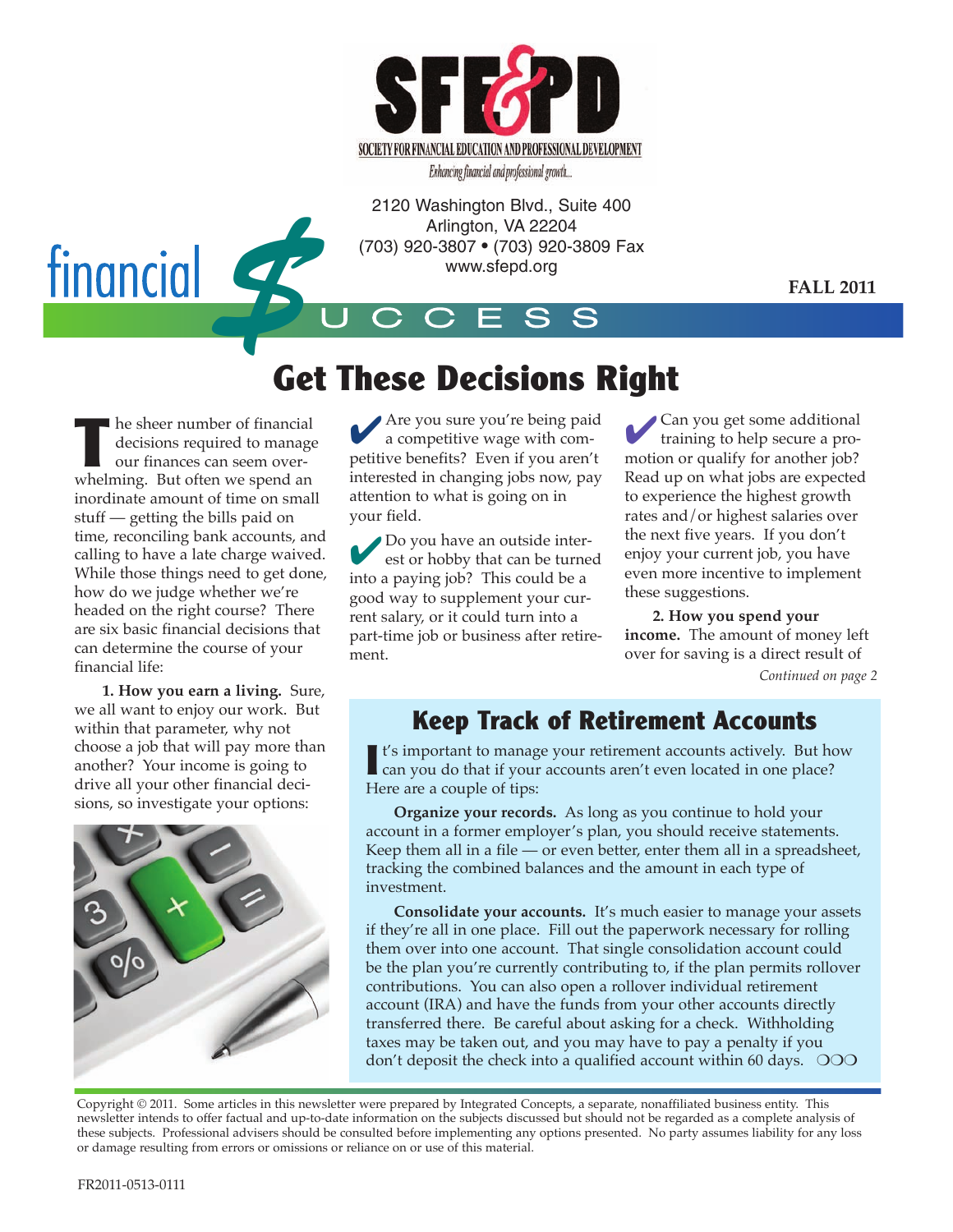SF&PD

SOCIETY FOR FINANCIAL EDUCATION AND PROFESSIONAL DEVELOPMENT

*Enhancing financial and professional growth...*

2120 Washington Blvd., Suite 400
Arlington, VA 22204
(703) 920-3807 • (703) 920-3809 Fax
www.sfepd.org

# financial $UCCESS

**FALL 2011**

## Get These Decisions Right

The sheer number of financial decisions required to manage our finances can seem overwhelming. But often we spend an inordinate amount of time on small stuff — getting the bills paid on time, reconciling bank accounts, and calling to have a late charge waived. While those things need to get done, how do we judge whether we're headed on the right course? There are six basic financial decisions that can determine the course of your financial life:

**1. How you earn a living.** Sure, we all want to enjoy our work. But within that parameter, why not choose a job that will pay more than another? Your income is going to drive all your other financial decisions, so investigate your options:

✔ Are you sure you're being paid a competitive wage with competitive benefits? Even if you aren't interested in changing jobs now, pay attention to what is going on in your field.

✔ Do you have an outside interest or hobby that can be turned into a paying job? This could be a good way to supplement your current salary, or it could turn into a part-time job or business after retirement.

✔ Can you get some additional training to help secure a promotion or qualify for another job? Read up on what jobs are expected to experience the highest growth rates and/or highest salaries over the next five years. If you don't enjoy your current job, you have even more incentive to implement these suggestions.

**2. How you spend your income.** The amount of money left over for saving is a direct result of

*Continued on page 2*

## Keep Track of Retirement Accounts

It's important to manage your retirement accounts actively. But how can you do that if your accounts aren't even located in one place? Here are a couple of tips:

**Organize your records.** As long as you continue to hold your account in a former employer's plan, you should receive statements. Keep them all in a file — or even better, enter them all in a spreadsheet, tracking the combined balances and the amount in each type of investment.

**Consolidate your accounts.** It's much easier to manage your assets if they're all in one place. Fill out the paperwork necessary for rolling them over into one account. That single consolidation account could be the plan you're currently contributing to, if the plan permits rollover contributions. You can also open a rollover individual retirement account (IRA) and have the funds from your other accounts directly transferred there. Be careful about asking for a check. Withholding taxes may be taken out, and you may have to pay a penalty if you don't deposit the check into a qualified account within 60 days. ❍❍❍

Copyright © 2011. Some articles in this newsletter were prepared by Integrated Concepts, a separate, nonaffiliated business entity. This newsletter intends to offer factual and up-to-date information on the subjects discussed but should not be regarded as a complete analysis of these subjects. Professional advisers should be consulted before implementing any options presented. No party assumes liability for any loss or damage resulting from errors or omissions or reliance on or use of this material.

FR2011-0513-0111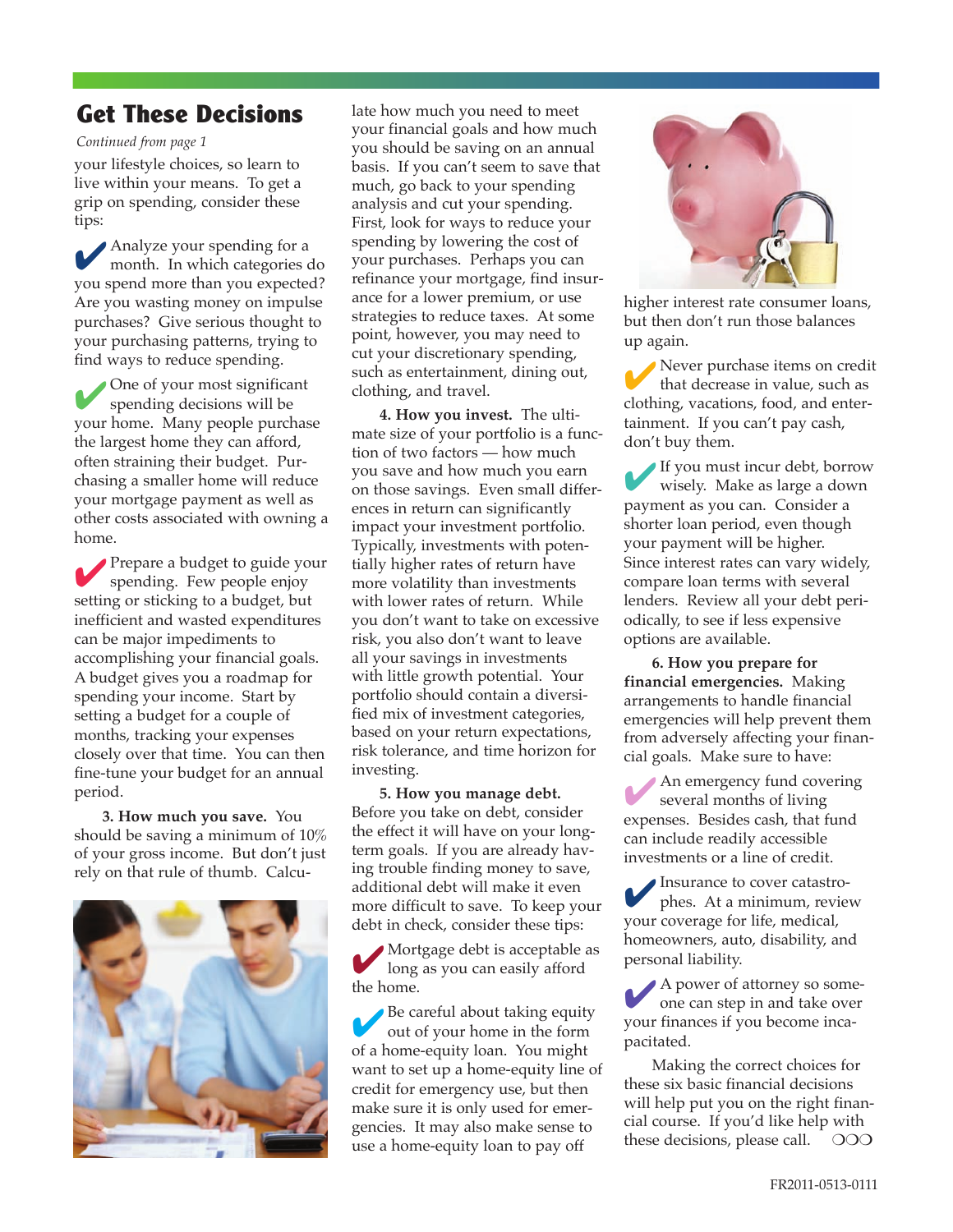## Get These Decisions

*Continued from page 1*

your lifestyle choices, so learn to live within your means. To get a grip on spending, consider these tips:

- Analyze your spending for a month. In which categories do you spend more than you expected? Are you wasting money on impulse purchases? Give serious thought to your purchasing patterns, trying to find ways to reduce spending.
- One of your most significant spending decisions will be your home. Many people purchase the largest home they can afford, often straining their budget. Purchasing a smaller home will reduce your mortgage payment as well as other costs associated with owning a home.
- Prepare a budget to guide your spending. Few people enjoy setting or sticking to a budget, but inefficient and wasted expenditures can be major impediments to accomplishing your financial goals. A budget gives you a roadmap for spending your income. Start by setting a budget for a couple of months, tracking your expenses closely over that time. You can then fine-tune your budget for an annual period.

**3. How much you save.** You should be saving a minimum of 10% of your gross income. But don't just rely on that rule of thumb. Calculate how much you need to meet your financial goals and how much you should be saving on an annual basis. If you can't seem to save that much, go back to your spending analysis and cut your spending. First, look for ways to reduce your spending by lowering the cost of your purchases. Perhaps you can refinance your mortgage, find insurance for a lower premium, or use strategies to reduce taxes. At some point, however, you may need to cut your discretionary spending, such as entertainment, dining out, clothing, and travel.

**4. How you invest.** The ultimate size of your portfolio is a function of two factors — how much you save and how much you earn on those savings. Even small differences in return can significantly impact your investment portfolio. Typically, investments with potentially higher rates of return have more volatility than investments with lower rates of return. While you don't want to take on excessive risk, you also don't want to leave all your savings in investments with little growth potential. Your portfolio should contain a diversified mix of investment categories, based on your return expectations, risk tolerance, and time horizon for investing.

**5. How you manage debt.** Before you take on debt, consider the effect it will have on your long-term goals. If you are already having trouble finding money to save, additional debt will make it even more difficult to save. To keep your debt in check, consider these tips:

- Mortgage debt is acceptable as long as you can easily afford the home.
- Be careful about taking equity out of your home in the form of a home-equity loan. You might want to set up a home-equity line of credit for emergency use, but then make sure it is only used for emergencies. It may also make sense to use a home-equity loan to pay off higher interest rate consumer loans, but then don't run those balances up again.
- Never purchase items on credit that decrease in value, such as clothing, vacations, food, and entertainment. If you can't pay cash, don't buy them.
- If you must incur debt, borrow wisely. Make as large a down payment as you can. Consider a shorter loan period, even though your payment will be higher. Since interest rates can vary widely, compare loan terms with several lenders. Review all your debt periodically, to see if less expensive options are available.

**6. How you prepare for financial emergencies.** Making arrangements to handle financial emergencies will help prevent them from adversely affecting your financial goals. Make sure to have:

- An emergency fund covering several months of living expenses. Besides cash, that fund can include readily accessible investments or a line of credit.
- Insurance to cover catastrophes. At a minimum, review your coverage for life, medical, homeowners, auto, disability, and personal liability.
- A power of attorney so someone can step in and take over your finances if you become incapacitated.

Making the correct choices for these six basic financial decisions will help put you on the right financial course. If you'd like help with these decisions, please call. ❍❍❍

FR2011-0513-0111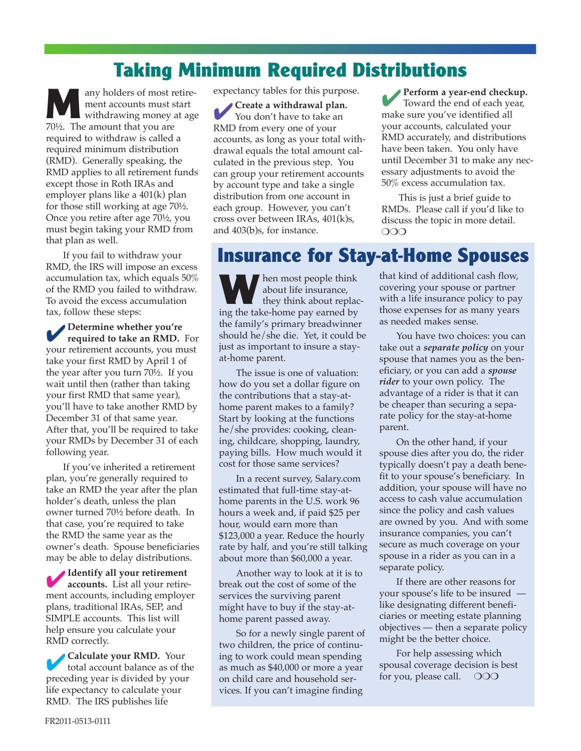# Taking Minimum Required Distributions

Many holders of most retirement accounts must start withdrawing money at age 70½. The amount that you are required to withdraw is called a required minimum distribution (RMD). Generally speaking, the RMD applies to all retirement funds except those in Roth IRAs and employer plans like a 401(k) plan for those still working at age 70½. Once you retire after age 70½, you must begin taking your RMD from that plan as well.

If you fail to withdraw your RMD, the IRS will impose an excess accumulation tax, which equals 50% of the RMD you failed to withdraw. To avoid the excess accumulation tax, follow these steps:

✔ **Determine whether you're required to take an RMD.** For your retirement accounts, you must take your first RMD by April 1 of the year after you turn 70½. If you wait until then (rather than taking your first RMD that same year), you'll have to take another RMD by December 31 of that same year. After that, you'll be required to take your RMDs by December 31 of each following year.

If you've inherited a retirement plan, you're generally required to take an RMD the year after the plan holder's death, unless the plan owner turned 70½ before death. In that case, you're required to take the RMD the same year as the owner's death. Spouse beneficiaries may be able to delay distributions.

✔ **Identify all your retirement accounts.** List all your retirement accounts, including employer plans, traditional IRAs, SEP, and SIMPLE accounts. This list will help ensure you calculate your RMD correctly.

✔ **Calculate your RMD.** Your total account balance as of the preceding year is divided by your life expectancy to calculate your RMD. The IRS publishes life expectancy tables for this purpose.

✔ **Create a withdrawal plan.** You don't have to take an RMD from every one of your accounts, as long as your total withdrawal equals the total amount calculated in the previous step. You can group your retirement accounts by account type and take a single distribution from one account in each group. However, you can't cross over between IRAs, 401(k)s, and 403(b)s, for instance.

✔ **Perform a year-end checkup.** Toward the end of each year, make sure you've identified all your accounts, calculated your RMD accurately, and distributions have been taken. You only have until December 31 to make any necessary adjustments to avoid the 50% excess accumulation tax.

This is just a brief guide to RMDs. Please call if you'd like to discuss the topic in more detail. ❍❍❍

# Insurance for Stay-at-Home Spouses

When most people think about life insurance, they think about replacing the take-home pay earned by the family's primary breadwinner should he/she die. Yet, it could be just as important to insure a stay-at-home parent.

The issue is one of valuation: how do you set a dollar figure on the contributions that a stay-at-home parent makes to a family? Start by looking at the functions he/she provides: cooking, cleaning, childcare, shopping, laundry, paying bills. How much would it cost for those same services?

In a recent survey, Salary.com estimated that full-time stay-at-home parents in the U.S. work 96 hours a week and, if paid $25 per hour, would earn more than $123,000 a year. Reduce the hourly rate by half, and you're still talking about more than $60,000 a year.

Another way to look at it is to break out the cost of some of the services the surviving parent might have to buy if the stay-at-home parent passed away.

So for a newly single parent of two children, the price of continuing to work could mean spending as much as $40,000 or more a year on child care and household services. If you can't imagine finding that kind of additional cash flow, covering your spouse or partner with a life insurance policy to pay those expenses for as many years as needed makes sense.

You have two choices: you can take out a ***separate policy*** on your spouse that names you as the beneficiary, or you can add a ***spouse rider*** to your own policy. The advantage of a rider is that it can be cheaper than securing a separate policy for the stay-at-home parent.

On the other hand, if your spouse dies after you do, the rider typically doesn't pay a death benefit to your spouse's beneficiary. In addition, your spouse will have no access to cash value accumulation since the policy and cash values are owned by you. And with some insurance companies, you can't secure as much coverage on your spouse in a rider as you can in a separate policy.

If there are other reasons for your spouse's life to be insured — like designating different beneficiaries or meeting estate planning objectives — then a separate policy might be the better choice.

For help assessing which spousal coverage decision is best for you, please call. ❍❍❍

FR2011-0513-0111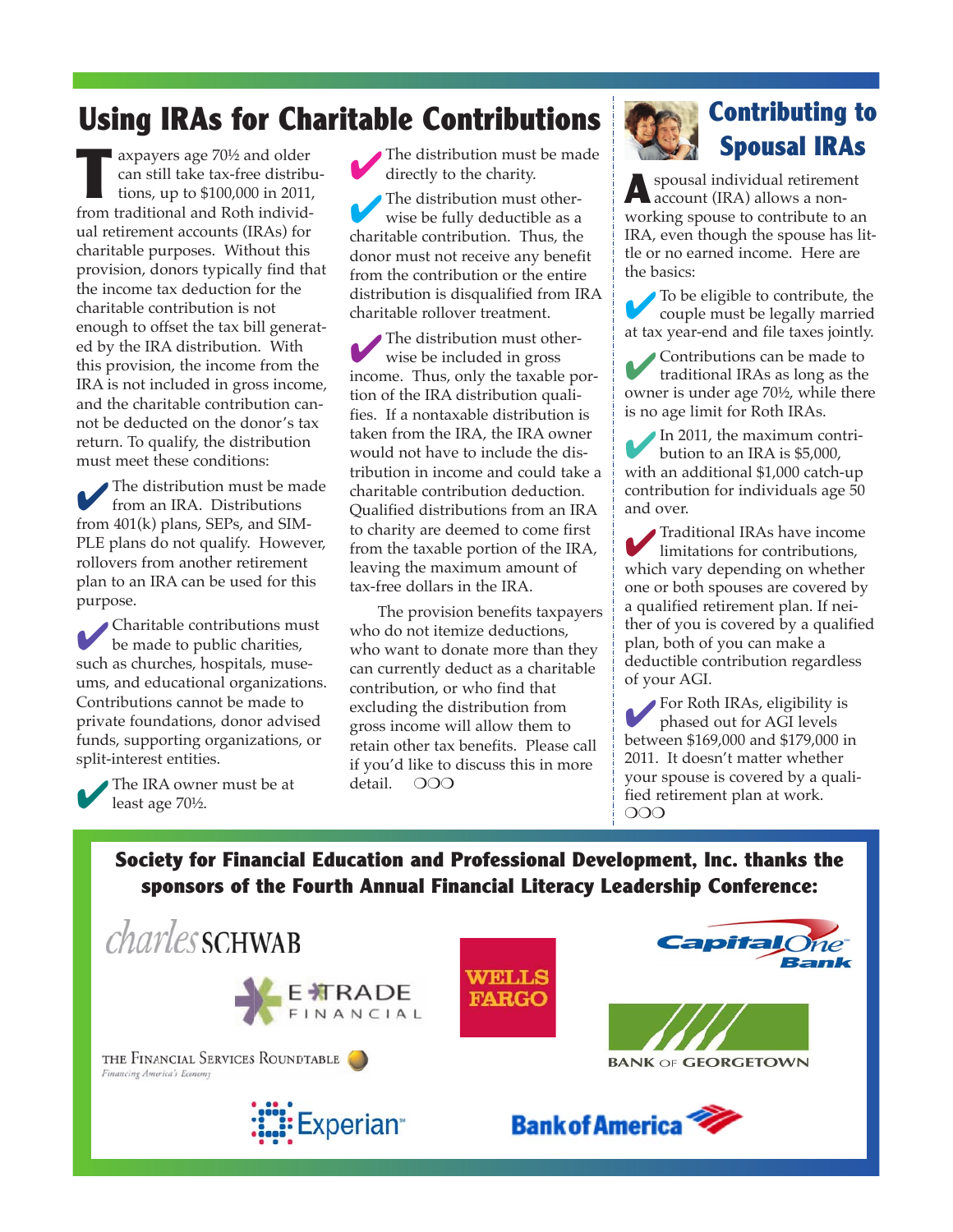# Using IRAs for Charitable Contributions

Taxpayers age 70½ and older can still take tax-free distributions, up to $100,000 in 2011, from traditional and Roth individual retirement accounts (IRAs) for charitable purposes. Without this provision, donors typically find that the income tax deduction for the charitable contribution is not enough to offset the tax bill generated by the IRA distribution. With this provision, the income from the IRA is not included in gross income, and the charitable contribution cannot be deducted on the donor's tax return. To qualify, the distribution must meet these conditions:

- ✔ The distribution must be made from an IRA. Distributions from 401(k) plans, SEPs, and SIMPLE plans do not qualify. However, rollovers from another retirement plan to an IRA can be used for this purpose.
- ✔ Charitable contributions must be made to public charities, such as churches, hospitals, museums, and educational organizations. Contributions cannot be made to private foundations, donor advised funds, supporting organizations, or split-interest entities.
- ✔ The IRA owner must be at least age 70½.
- ✔ The distribution must be made directly to the charity.
- ✔ The distribution must otherwise be fully deductible as a charitable contribution. Thus, the donor must not receive any benefit from the contribution or the entire distribution is disqualified from IRA charitable rollover treatment.
- ✔ The distribution must otherwise be included in gross income. Thus, only the taxable portion of the IRA distribution qualifies. If a nontaxable distribution is taken from the IRA, the IRA owner would not have to include the distribution in income and could take a charitable contribution deduction. Qualified distributions from an IRA to charity are deemed to come first from the taxable portion of the IRA, leaving the maximum amount of tax-free dollars in the IRA.

The provision benefits taxpayers who do not itemize deductions, who want to donate more than they can currently deduct as a charitable contribution, or who find that excluding the distribution from gross income will allow them to retain other tax benefits. Please call if you'd like to discuss this in more detail. ❍❍❍

# Contributing to Spousal IRAs

A spousal individual retirement account (IRA) allows a nonworking spouse to contribute to an IRA, even though the spouse has little or no earned income. Here are the basics:

- ✔ To be eligible to contribute, the couple must be legally married at tax year-end and file taxes jointly.
- ✔ Contributions can be made to traditional IRAs as long as the owner is under age 70½, while there is no age limit for Roth IRAs.
- ✔ In 2011, the maximum contribution to an IRA is $5,000, with an additional $1,000 catch-up contribution for individuals age 50 and over.
- ✔ Traditional IRAs have income limitations for contributions, which vary depending on whether one or both spouses are covered by a qualified retirement plan. If neither of you is covered by a qualified plan, both of you can make a deductible contribution regardless of your AGI.
- ✔ For Roth IRAs, eligibility is phased out for AGI levels between $169,000 and $179,000 in 2011. It doesn't matter whether your spouse is covered by a qualified retirement plan at work. ❍❍❍

**Society for Financial Education and Professional Development, Inc. thanks the sponsors of the Fourth Annual Financial Literacy Leadership Conference:**

charles SCHWAB

E*TRADE FINANCIAL

WELLS FARGO

Capital One Bank

THE FINANCIAL SERVICES ROUNDTABLE
Financing America's Economy

BANK OF GEORGETOWN

Experian

Bank of America